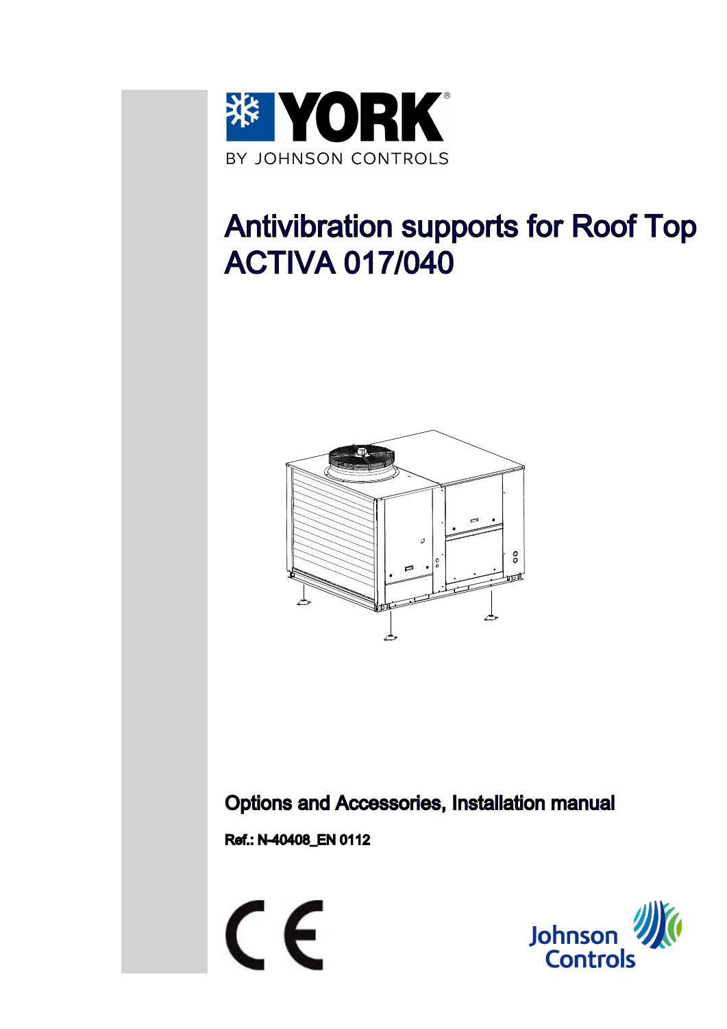YORK

BY JOHNSON CONTROLS

# Antivibration supports for Roof Top ACTIVA 017/040

**Options and Accessories, Installation manual**

**Ref.: N-40408_EN 0112**

Johnson Controls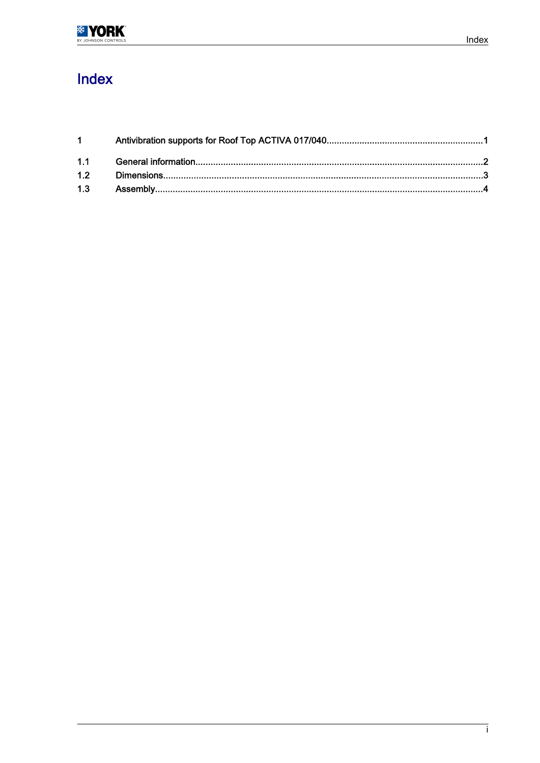# Index

1 Antivibration supports for Roof Top ACTIVA 017/040.............................................................1

1.1 General information.................................................................................................................2

1.2 Dimensions.............................................................................................................................3

1.3 Assembly.................................................................................................................................4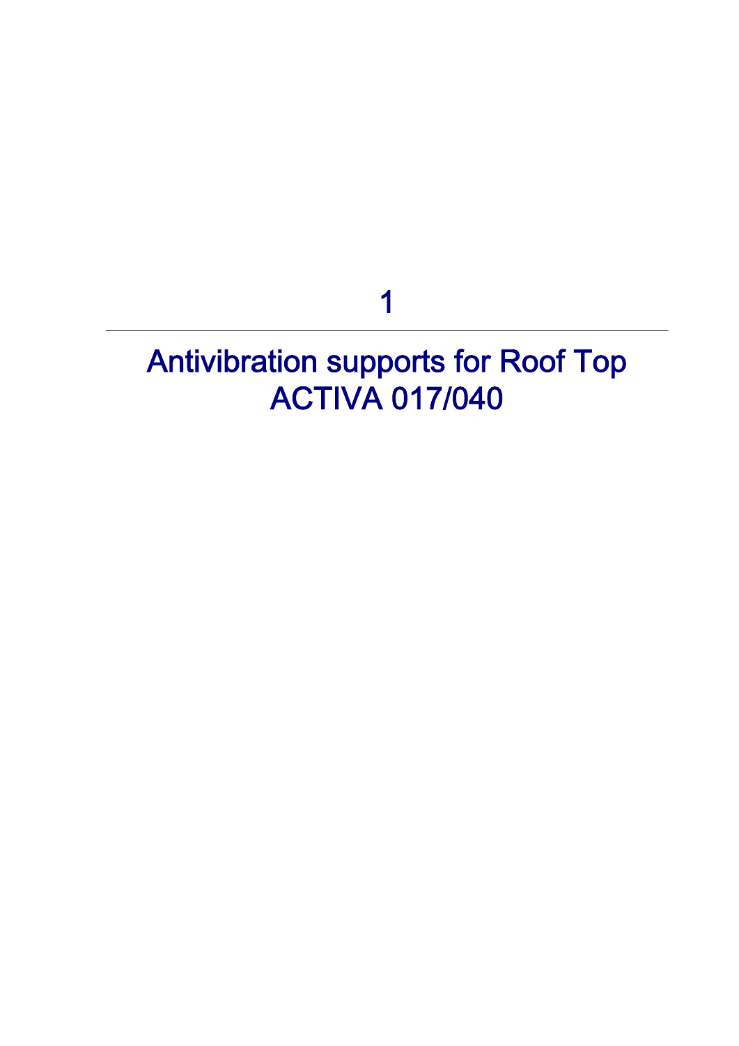# 1

# Antivibration supports for Roof Top ACTIVA 017/040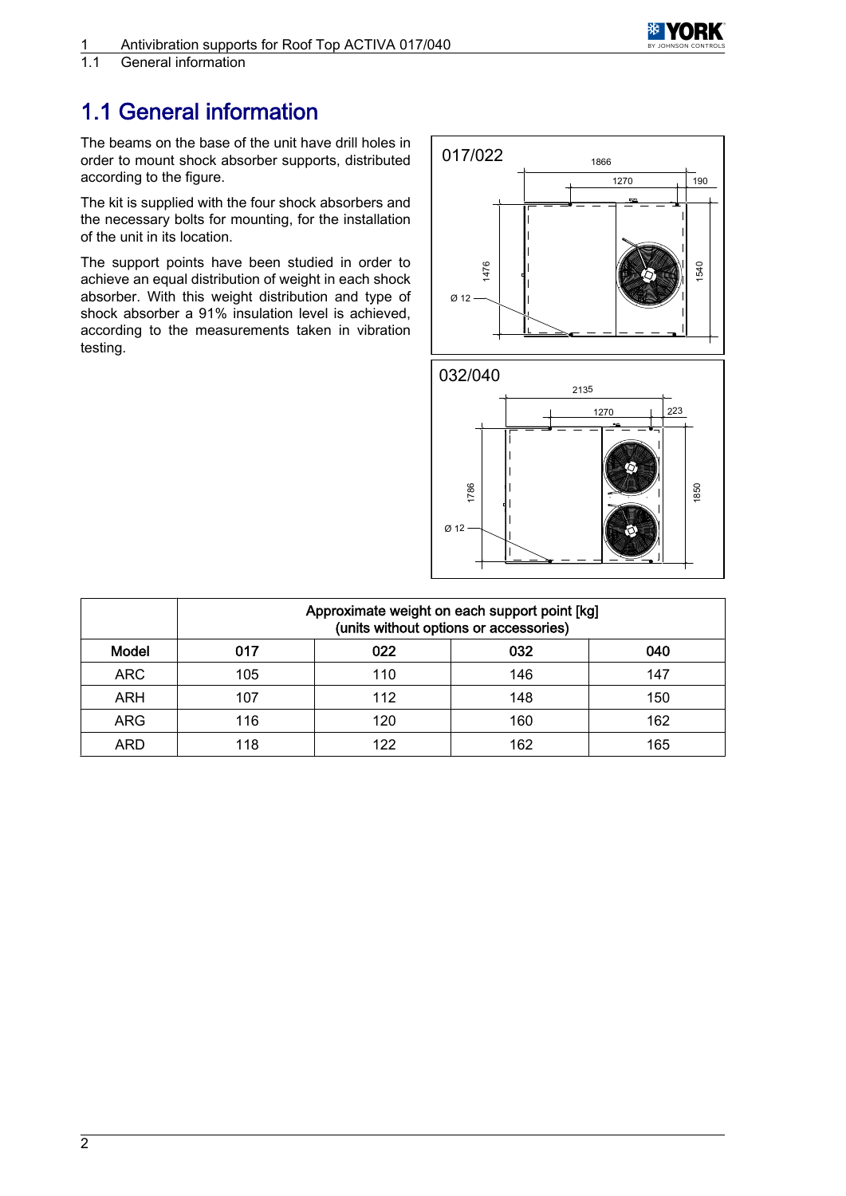# 1.1 General information

The beams on the base of the unit have drill holes in order to mount shock absorber supports, distributed according to the figure.

The kit is supplied with the four shock absorbers and the necessary bolts for mounting, for the installation of the unit in its location.

The support points have been studied in order to achieve an equal distribution of weight in each shock absorber. With this weight distribution and type of shock absorber a 91% insulation level is achieved, according to the measurements taken in vibration testing.

| | Approximate weight on each support point [kg] (units without options or accessories) | | | |
|---|---|---|---|---|
| **Model** | **017** | **022** | **032** | **040** |
| ARC | 105 | 110 | 146 | 147 |
| ARH | 107 | 112 | 148 | 150 |
| ARG | 116 | 120 | 160 | 162 |
| ARD | 118 | 122 | 162 | 165 |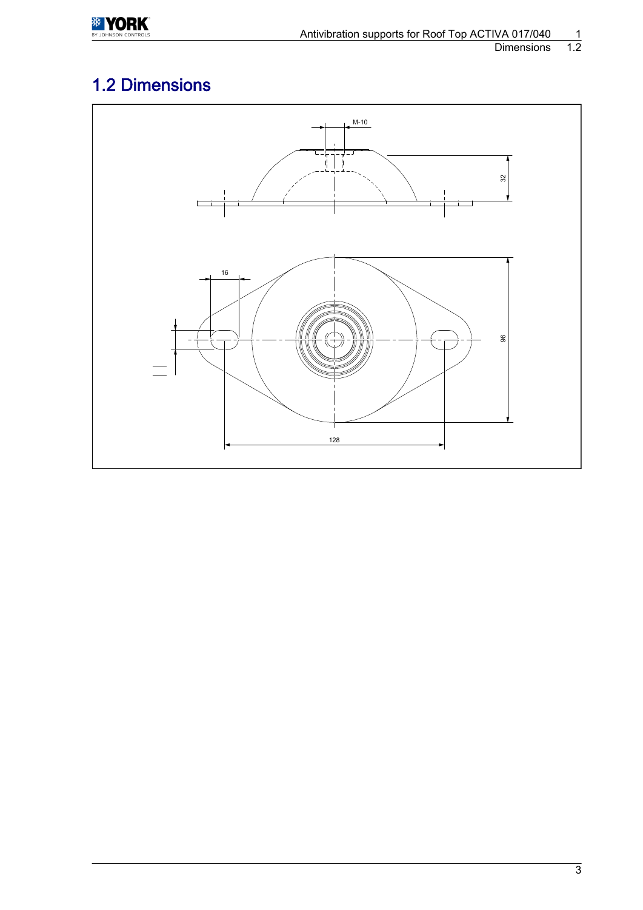## 1.2 Dimensions

M-10

32

16

96

128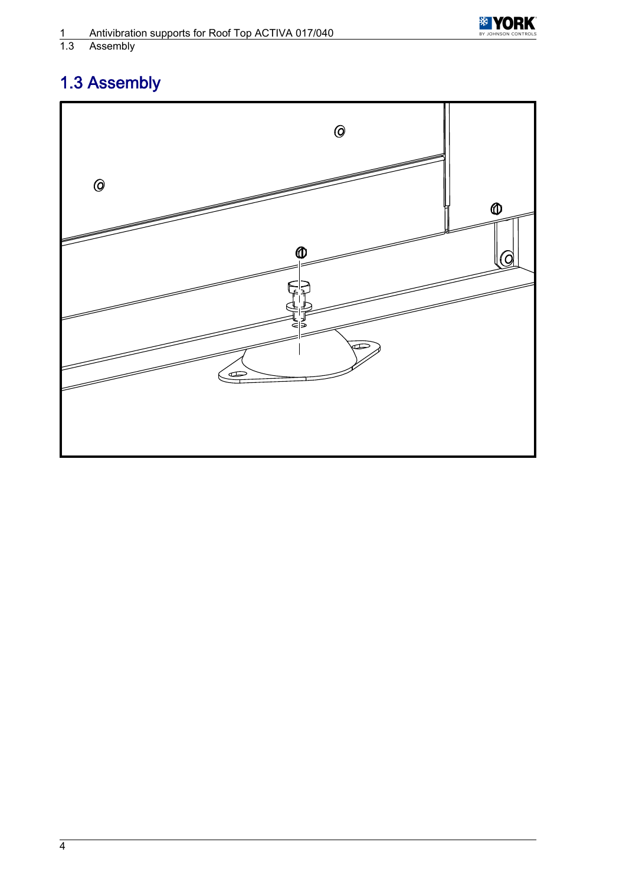# 1.3 Assembly